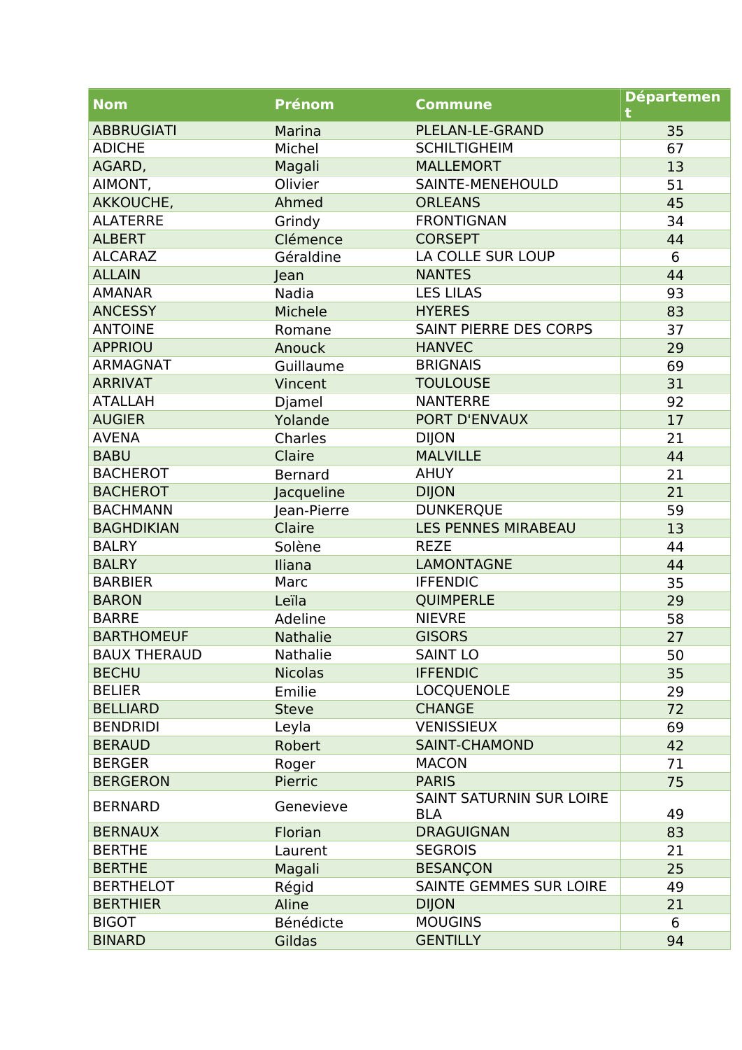| Nom | Prénom | Commune | Département |
|---|---|---|---|
| ABBRUGIATI | Marina | PLELAN-LE-GRAND | 35 |
| ADICHE | Michel | SCHILTIGHEIM | 67 |
| AGARD, | Magali | MALLEMORT | 13 |
| AIMONT, | Olivier | SAINTE-MENEHOULD | 51 |
| AKKOUCHE, | Ahmed | ORLEANS | 45 |
| ALATERRE | Grindy | FRONTIGNAN | 34 |
| ALBERT | Clémence | CORSEPT | 44 |
| ALCARAZ | Géraldine | LA COLLE SUR LOUP | 6 |
| ALLAIN | Jean | NANTES | 44 |
| AMANAR | Nadia | LES LILAS | 93 |
| ANCESSY | Michele | HYERES | 83 |
| ANTOINE | Romane | SAINT PIERRE DES CORPS | 37 |
| APPRIOU | Anouck | HANVEC | 29 |
| ARMAGNAT | Guillaume | BRIGNAIS | 69 |
| ARRIVAT | Vincent | TOULOUSE | 31 |
| ATALLAH | Djamel | NANTERRE | 92 |
| AUGIER | Yolande | PORT D'ENVAUX | 17 |
| AVENA | Charles | DIJON | 21 |
| BABU | Claire | MALVILLE | 44 |
| BACHEROT | Bernard | AHUY | 21 |
| BACHEROT | Jacqueline | DIJON | 21 |
| BACHMANN | Jean-Pierre | DUNKERQUE | 59 |
| BAGHDIKIAN | Claire | LES PENNES MIRABEAU | 13 |
| BALRY | Solène | REZE | 44 |
| BALRY | Iliana | LAMONTAGNE | 44 |
| BARBIER | Marc | IFFENDIC | 35 |
| BARON | Leïla | QUIMPERLE | 29 |
| BARRE | Adeline | NIEVRE | 58 |
| BARTHOMEUF | Nathalie | GISORS | 27 |
| BAUX THERAUD | Nathalie | SAINT LO | 50 |
| BECHU | Nicolas | IFFENDIC | 35 |
| BELIER | Emilie | LOCQUENOLE | 29 |
| BELLIARD | Steve | CHANGE | 72 |
| BENDRIDI | Leyla | VENISSIEUX | 69 |
| BERAUD | Robert | SAINT-CHAMOND | 42 |
| BERGER | Roger | MACON | 71 |
| BERGERON | Pierric | PARIS | 75 |
| BERNARD | Genevieve | SAINT SATURNIN SUR LOIRE BLA | 49 |
| BERNAUX | Florian | DRAGUIGNAN | 83 |
| BERTHE | Laurent | SEGROIS | 21 |
| BERTHE | Magali | BESANÇON | 25 |
| BERTHELOT | Régid | SAINTE GEMMES SUR LOIRE | 49 |
| BERTHIER | Aline | DIJON | 21 |
| BIGOT | Bénédicte | MOUGINS | 6 |
| BINARD | Gildas | GENTILLY | 94 |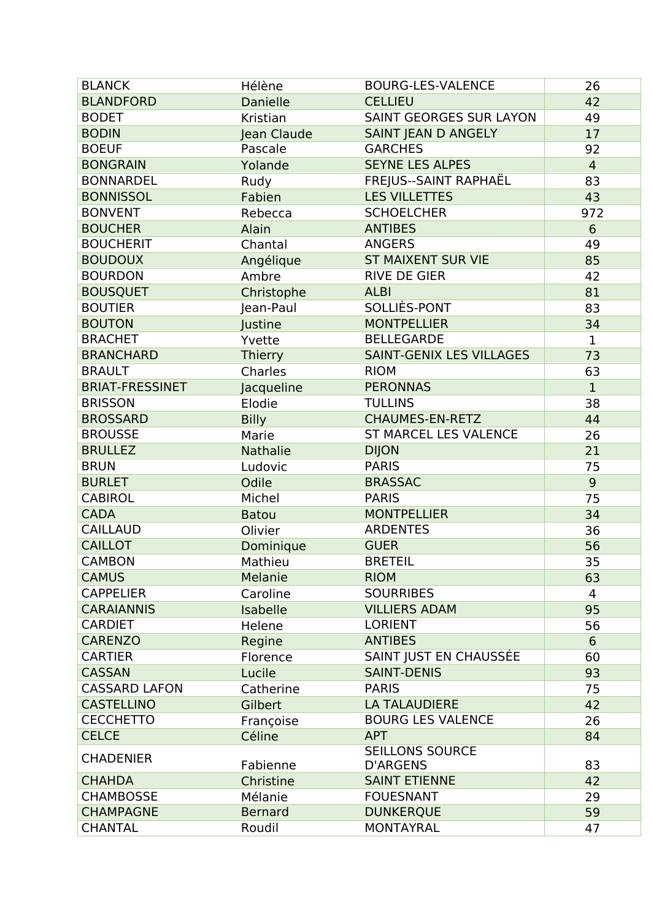| BLANCK | Hélène | BOURG-LES-VALENCE | 26 |
|---|---|---|---|
| BLANDFORD | Danielle | CELLIEU | 42 |
| BODET | Kristian | SAINT GEORGES SUR LAYON | 49 |
| BODIN | Jean Claude | SAINT JEAN D ANGELY | 17 |
| BOEUF | Pascale | GARCHES | 92 |
| BONGRAIN | Yolande | SEYNE LES ALPES | 4 |
| BONNARDEL | Rudy | FREJUS--SAINT RAPHAËL | 83 |
| BONNISSOL | Fabien | LES VILLETTES | 43 |
| BONVENT | Rebecca | SCHOELCHER | 972 |
| BOUCHER | Alain | ANTIBES | 6 |
| BOUCHERIT | Chantal | ANGERS | 49 |
| BOUDOUX | Angélique | ST MAIXENT SUR VIE | 85 |
| BOURDON | Ambre | RIVE DE GIER | 42 |
| BOUSQUET | Christophe | ALBI | 81 |
| BOUTIER | Jean-Paul | SOLLIÈS-PONT | 83 |
| BOUTON | Justine | MONTPELLIER | 34 |
| BRACHET | Yvette | BELLEGARDE | 1 |
| BRANCHARD | Thierry | SAINT-GENIX LES VILLAGES | 73 |
| BRAULT | Charles | RIOM | 63 |
| BRIAT-FRESSINET | Jacqueline | PERONNAS | 1 |
| BRISSON | Elodie | TULLINS | 38 |
| BROSSARD | Billy | CHAUMES-EN-RETZ | 44 |
| BROUSSE | Marie | ST MARCEL LES VALENCE | 26 |
| BRULLEZ | Nathalie | DIJON | 21 |
| BRUN | Ludovic | PARIS | 75 |
| BURLET | Odile | BRASSAC | 9 |
| CABIROL | Michel | PARIS | 75 |
| CADA | Batou | MONTPELLIER | 34 |
| CAILLAUD | Olivier | ARDENTES | 36 |
| CAILLOT | Dominique | GUER | 56 |
| CAMBON | Mathieu | BRETEIL | 35 |
| CAMUS | Melanie | RIOM | 63 |
| CAPPELIER | Caroline | SOURRIBES | 4 |
| CARAIANNIS | Isabelle | VILLIERS ADAM | 95 |
| CARDIET | Helene | LORIENT | 56 |
| CARENZO | Regine | ANTIBES | 6 |
| CARTIER | Florence | SAINT JUST EN CHAUSSÉE | 60 |
| CASSAN | Lucile | SAINT-DENIS | 93 |
| CASSARD LAFON | Catherine | PARIS | 75 |
| CASTELLINO | Gilbert | LA TALAUDIERE | 42 |
| CECCHETTO | Françoise | BOURG LES VALENCE | 26 |
| CELCE | Céline | APT | 84 |
| CHADENIER | Fabienne | SEILLONS SOURCE D'ARGENS | 83 |
| CHAHDA | Christine | SAINT ETIENNE | 42 |
| CHAMBOSSE | Mélanie | FOUESNANT | 29 |
| CHAMPAGNE | Bernard | DUNKERQUE | 59 |
| CHANTAL | Roudil | MONTAYRAL | 47 |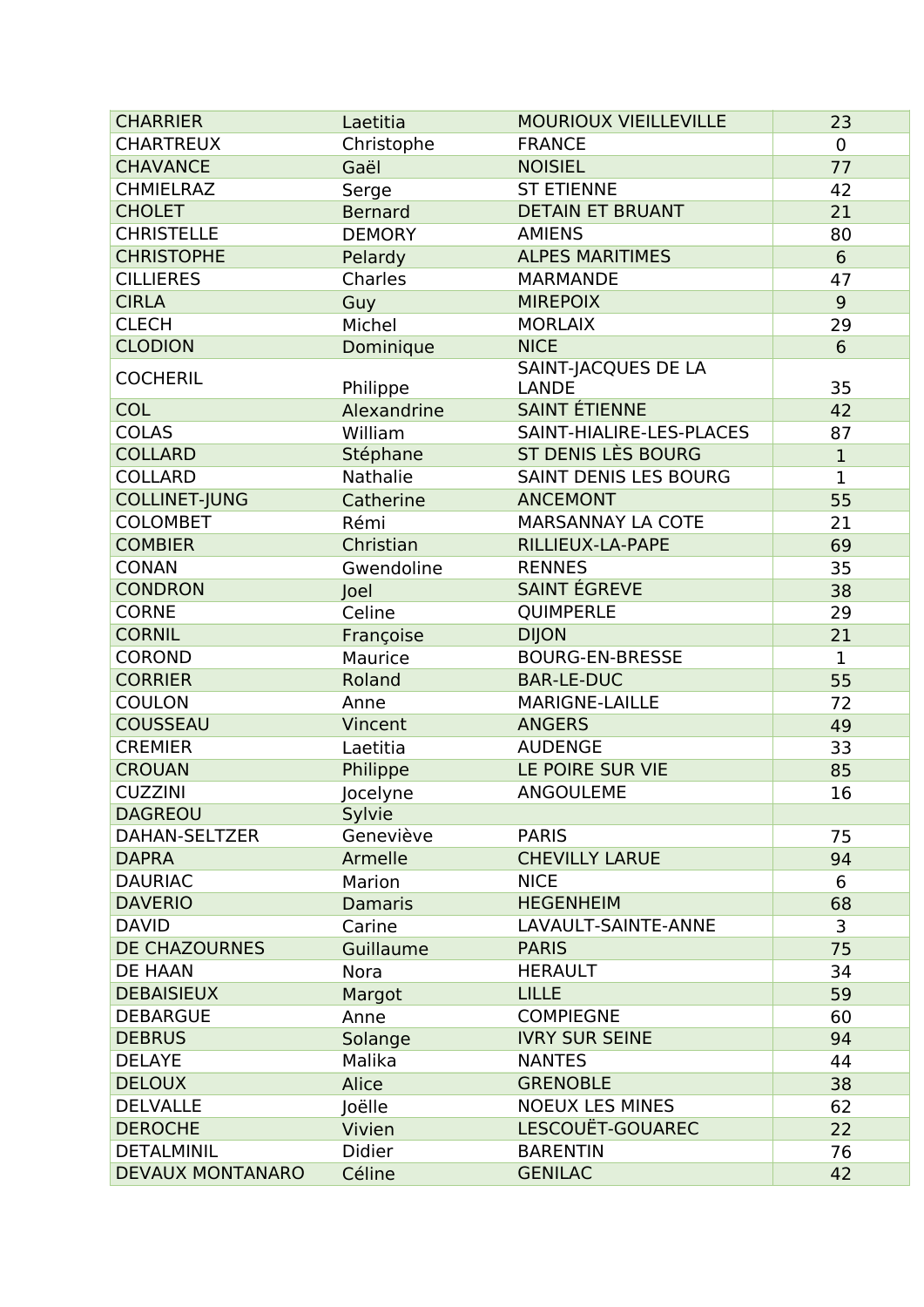| | | | |
|---|---|---|---|
| CHARRIER | Laetitia | MOURIOUX VIEILLEVILLE | 23 |
| CHARTREUX | Christophe | FRANCE | 0 |
| CHAVANCE | Gaël | NOISIEL | 77 |
| CHMIELRAZ | Serge | ST ETIENNE | 42 |
| CHOLET | Bernard | DETAIN ET BRUANT | 21 |
| CHRISTELLE | DEMORY | AMIENS | 80 |
| CHRISTOPHE | Pelardy | ALPES MARITIMES | 6 |
| CILLIERES | Charles | MARMANDE | 47 |
| CIRLA | Guy | MIREPOIX | 9 |
| CLECH | Michel | MORLAIX | 29 |
| CLODION | Dominique | NICE | 6 |
| COCHERIL | Philippe | SAINT-JACQUES DE LA LANDE | 35 |
| COL | Alexandrine | SAINT ÉTIENNE | 42 |
| COLAS | William | SAINT-HIALIRE-LES-PLACES | 87 |
| COLLARD | Stéphane | ST DENIS LÈS BOURG | 1 |
| COLLARD | Nathalie | SAINT DENIS LES BOURG | 1 |
| COLLINET-JUNG | Catherine | ANCEMONT | 55 |
| COLOMBET | Rémi | MARSANNAY LA COTE | 21 |
| COMBIER | Christian | RILLIEUX-LA-PAPE | 69 |
| CONAN | Gwendoline | RENNES | 35 |
| CONDRON | Joel | SAINT ÉGREVE | 38 |
| CORNE | Celine | QUIMPERLE | 29 |
| CORNIL | Françoise | DIJON | 21 |
| COROND | Maurice | BOURG-EN-BRESSE | 1 |
| CORRIER | Roland | BAR-LE-DUC | 55 |
| COULON | Anne | MARIGNE-LAILLE | 72 |
| COUSSEAU | Vincent | ANGERS | 49 |
| CREMIER | Laetitia | AUDENGE | 33 |
| CROUAN | Philippe | LE POIRE SUR VIE | 85 |
| CUZZINI | Jocelyne | ANGOULEME | 16 |
| DAGREOU | Sylvie | | |
| DAHAN-SELTZER | Geneviève | PARIS | 75 |
| DAPRA | Armelle | CHEVILLY LARUE | 94 |
| DAURIAC | Marion | NICE | 6 |
| DAVERIO | Damaris | HEGENHEIM | 68 |
| DAVID | Carine | LAVAULT-SAINTE-ANNE | 3 |
| DE CHAZOURNES | Guillaume | PARIS | 75 |
| DE HAAN | Nora | HERAULT | 34 |
| DEBAISIEUX | Margot | LILLE | 59 |
| DEBARGUE | Anne | COMPIEGNE | 60 |
| DEBRUS | Solange | IVRY SUR SEINE | 94 |
| DELAYE | Malika | NANTES | 44 |
| DELOUX | Alice | GRENOBLE | 38 |
| DELVALLE | Joëlle | NOEUX LES MINES | 62 |
| DEROCHE | Vivien | LESCOUËT-GOUAREC | 22 |
| DETALMINIL | Didier | BARENTIN | 76 |
| DEVAUX MONTANARO | Céline | GENILAC | 42 |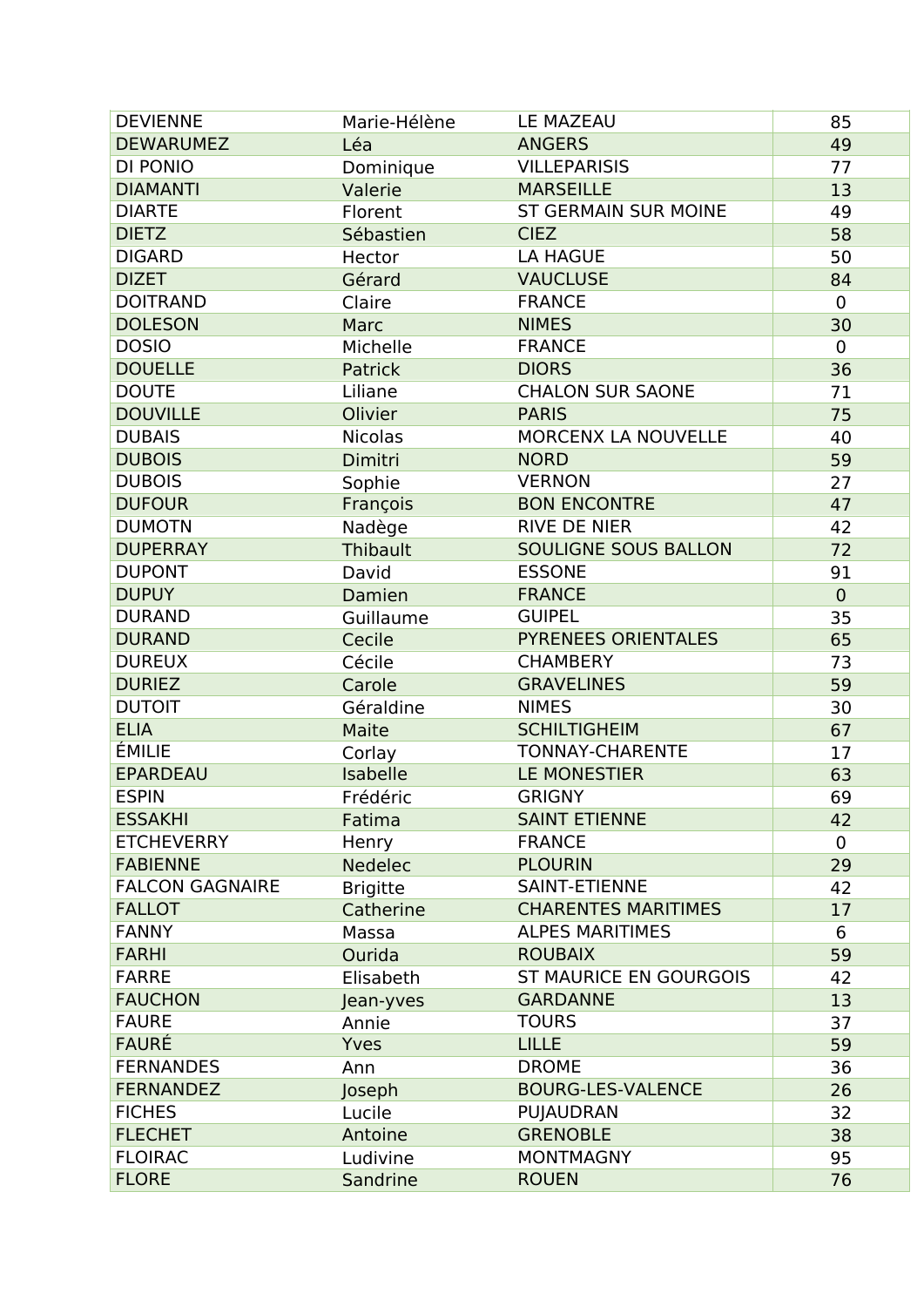| | | | |
|---|---|---|---|
| DEVIENNE | Marie-Hélène | LE MAZEAU | 85 |
| DEWARUMEZ | Léa | ANGERS | 49 |
| DI PONIO | Dominique | VILLEPARISIS | 77 |
| DIAMANTI | Valerie | MARSEILLE | 13 |
| DIARTE | Florent | ST GERMAIN SUR MOINE | 49 |
| DIETZ | Sébastien | CIEZ | 58 |
| DIGARD | Hector | LA HAGUE | 50 |
| DIZET | Gérard | VAUCLUSE | 84 |
| DOITRAND | Claire | FRANCE | 0 |
| DOLESON | Marc | NIMES | 30 |
| DOSIO | Michelle | FRANCE | 0 |
| DOUELLE | Patrick | DIORS | 36 |
| DOUTE | Liliane | CHALON SUR SAONE | 71 |
| DOUVILLE | Olivier | PARIS | 75 |
| DUBAIS | Nicolas | MORCENX LA NOUVELLE | 40 |
| DUBOIS | Dimitri | NORD | 59 |
| DUBOIS | Sophie | VERNON | 27 |
| DUFOUR | François | BON ENCONTRE | 47 |
| DUMOTN | Nadège | RIVE DE NIER | 42 |
| DUPERRAY | Thibault | SOULIGNE SOUS BALLON | 72 |
| DUPONT | David | ESSONE | 91 |
| DUPUY | Damien | FRANCE | 0 |
| DURAND | Guillaume | GUIPEL | 35 |
| DURAND | Cecile | PYRENEES ORIENTALES | 65 |
| DUREUX | Cécile | CHAMBERY | 73 |
| DURIEZ | Carole | GRAVELINES | 59 |
| DUTOIT | Géraldine | NIMES | 30 |
| ELIA | Maite | SCHILTIGHEIM | 67 |
| ÉMILIE | Corlay | TONNAY-CHARENTE | 17 |
| EPARDEAU | Isabelle | LE MONESTIER | 63 |
| ESPIN | Frédéric | GRIGNY | 69 |
| ESSAKHI | Fatima | SAINT ETIENNE | 42 |
| ETCHEVERRY | Henry | FRANCE | 0 |
| FABIENNE | Nedelec | PLOURIN | 29 |
| FALCON GAGNAIRE | Brigitte | SAINT-ETIENNE | 42 |
| FALLOT | Catherine | CHARENTES MARITIMES | 17 |
| FANNY | Massa | ALPES MARITIMES | 6 |
| FARHI | Ourida | ROUBAIX | 59 |
| FARRE | Elisabeth | ST MAURICE EN GOURGOIS | 42 |
| FAUCHON | Jean-yves | GARDANNE | 13 |
| FAURE | Annie | TOURS | 37 |
| FAURÉ | Yves | LILLE | 59 |
| FERNANDES | Ann | DROME | 36 |
| FERNANDEZ | Joseph | BOURG-LES-VALENCE | 26 |
| FICHES | Lucile | PUJAUDRAN | 32 |
| FLECHET | Antoine | GRENOBLE | 38 |
| FLOIRAC | Ludivine | MONTMAGNY | 95 |
| FLORE | Sandrine | ROUEN | 76 |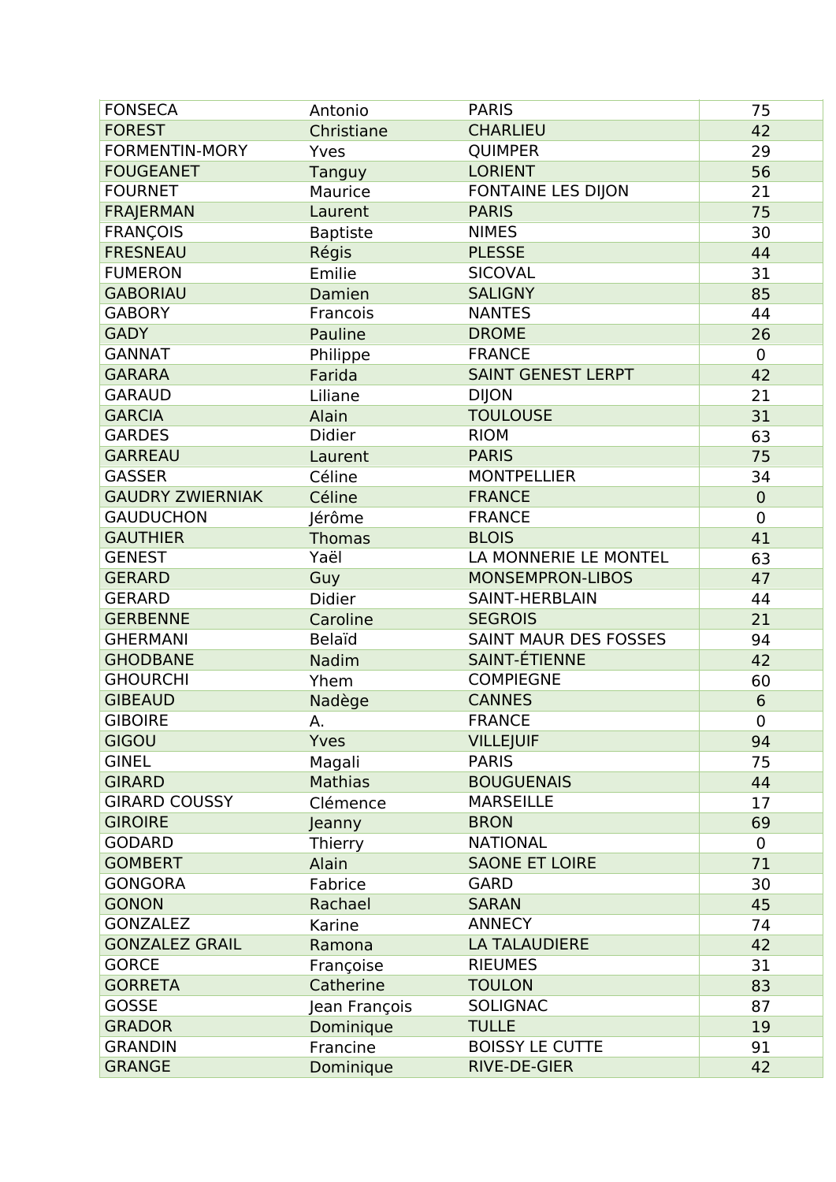| FONSECA | Antonio | PARIS | 75 |
|---|---|---|---|
| FOREST | Christiane | CHARLIEU | 42 |
| FORMENTIN-MORY | Yves | QUIMPER | 29 |
| FOUGEANET | Tanguy | LORIENT | 56 |
| FOURNET | Maurice | FONTAINE LES DIJON | 21 |
| FRAJERMAN | Laurent | PARIS | 75 |
| FRANÇOIS | Baptiste | NIMES | 30 |
| FRESNEAU | Régis | PLESSE | 44 |
| FUMERON | Emilie | SICOVAL | 31 |
| GABORIAU | Damien | SALIGNY | 85 |
| GABORY | Francois | NANTES | 44 |
| GADY | Pauline | DROME | 26 |
| GANNAT | Philippe | FRANCE | 0 |
| GARARA | Farida | SAINT GENEST LERPT | 42 |
| GARAUD | Liliane | DIJON | 21 |
| GARCIA | Alain | TOULOUSE | 31 |
| GARDES | Didier | RIOM | 63 |
| GARREAU | Laurent | PARIS | 75 |
| GASSER | Céline | MONTPELLIER | 34 |
| GAUDRY ZWIERNIAK | Céline | FRANCE | 0 |
| GAUDUCHON | Jérôme | FRANCE | 0 |
| GAUTHIER | Thomas | BLOIS | 41 |
| GENEST | Yaël | LA MONNERIE LE MONTEL | 63 |
| GERARD | Guy | MONSEMPRON-LIBOS | 47 |
| GERARD | Didier | SAINT-HERBLAIN | 44 |
| GERBENNE | Caroline | SEGROIS | 21 |
| GHERMANI | Belaïd | SAINT MAUR DES FOSSES | 94 |
| GHODBANE | Nadim | SAINT-ÉTIENNE | 42 |
| GHOURCHI | Yhem | COMPIEGNE | 60 |
| GIBEAUD | Nadège | CANNES | 6 |
| GIBOIRE | A. | FRANCE | 0 |
| GIGOU | Yves | VILLEJUIF | 94 |
| GINEL | Magali | PARIS | 75 |
| GIRARD | Mathias | BOUGUENAIS | 44 |
| GIRARD COUSSY | Clémence | MARSEILLE | 17 |
| GIROIRE | Jeanny | BRON | 69 |
| GODARD | Thierry | NATIONAL | 0 |
| GOMBERT | Alain | SAONE ET LOIRE | 71 |
| GONGORA | Fabrice | GARD | 30 |
| GONON | Rachael | SARAN | 45 |
| GONZALEZ | Karine | ANNECY | 74 |
| GONZALEZ GRAIL | Ramona | LA TALAUDIERE | 42 |
| GORCE | Françoise | RIEUMES | 31 |
| GORRETA | Catherine | TOULON | 83 |
| GOSSE | Jean François | SOLIGNAC | 87 |
| GRADOR | Dominique | TULLE | 19 |
| GRANDIN | Francine | BOISSY LE CUTTE | 91 |
| GRANGE | Dominique | RIVE-DE-GIER | 42 |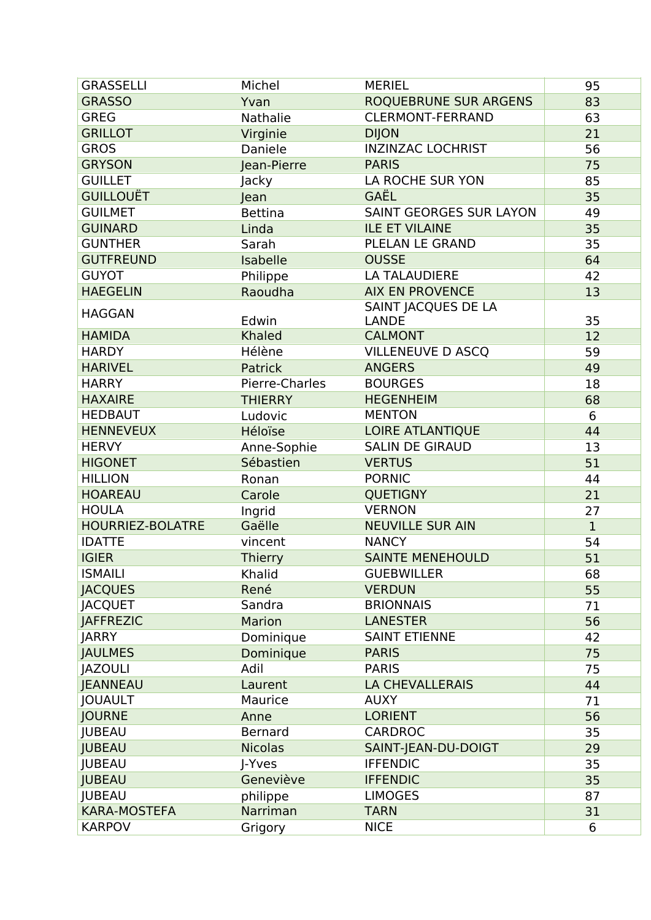| GRASSELLI | Michel | MERIEL | 95 |
|---|---|---|---|
| GRASSO | Yvan | ROQUEBRUNE SUR ARGENS | 83 |
| GREG | Nathalie | CLERMONT-FERRAND | 63 |
| GRILLOT | Virginie | DIJON | 21 |
| GROS | Daniele | INZINZAC LOCHRIST | 56 |
| GRYSON | Jean-Pierre | PARIS | 75 |
| GUILLET | Jacky | LA ROCHE SUR YON | 85 |
| GUILLOUËT | Jean | GAËL | 35 |
| GUILMET | Bettina | SAINT GEORGES SUR LAYON | 49 |
| GUINARD | Linda | ILE ET VILAINE | 35 |
| GUNTHER | Sarah | PLELAN LE GRAND | 35 |
| GUTFREUND | Isabelle | OUSSE | 64 |
| GUYOT | Philippe | LA TALAUDIERE | 42 |
| HAEGELIN | Raoudha | AIX EN PROVENCE | 13 |
| HAGGAN | Edwin | SAINT JACQUES DE LA LANDE | 35 |
| HAMIDA | Khaled | CALMONT | 12 |
| HARDY | Hélène | VILLENEUVE D ASCQ | 59 |
| HARIVEL | Patrick | ANGERS | 49 |
| HARRY | Pierre-Charles | BOURGES | 18 |
| HAXAIRE | THIERRY | HEGENHEIM | 68 |
| HEDBAUT | Ludovic | MENTON | 6 |
| HENNEVEUX | Héloïse | LOIRE ATLANTIQUE | 44 |
| HERVY | Anne-Sophie | SALIN DE GIRAUD | 13 |
| HIGONET | Sébastien | VERTUS | 51 |
| HILLION | Ronan | PORNIC | 44 |
| HOAREAU | Carole | QUETIGNY | 21 |
| HOULA | Ingrid | VERNON | 27 |
| HOURRIEZ-BOLATRE | Gaëlle | NEUVILLE SUR AIN | 1 |
| IDATTE | vincent | NANCY | 54 |
| IGIER | Thierry | SAINTE MENEHOULD | 51 |
| ISMAILI | Khalid | GUEBWILLER | 68 |
| JACQUES | René | VERDUN | 55 |
| JACQUET | Sandra | BRIONNAIS | 71 |
| JAFFREZIC | Marion | LANESTER | 56 |
| JARRY | Dominique | SAINT ETIENNE | 42 |
| JAULMES | Dominique | PARIS | 75 |
| JAZOULI | Adil | PARIS | 75 |
| JEANNEAU | Laurent | LA CHEVALLERAIS | 44 |
| JOUAULT | Maurice | AUXY | 71 |
| JOURNE | Anne | LORIENT | 56 |
| JUBEAU | Bernard | CARDROC | 35 |
| JUBEAU | Nicolas | SAINT-JEAN-DU-DOIGT | 29 |
| JUBEAU | J-Yves | IFFENDIC | 35 |
| JUBEAU | Geneviève | IFFENDIC | 35 |
| JUBEAU | philippe | LIMOGES | 87 |
| KARA-MOSTEFA | Narriman | TARN | 31 |
| KARPOV | Grigory | NICE | 6 |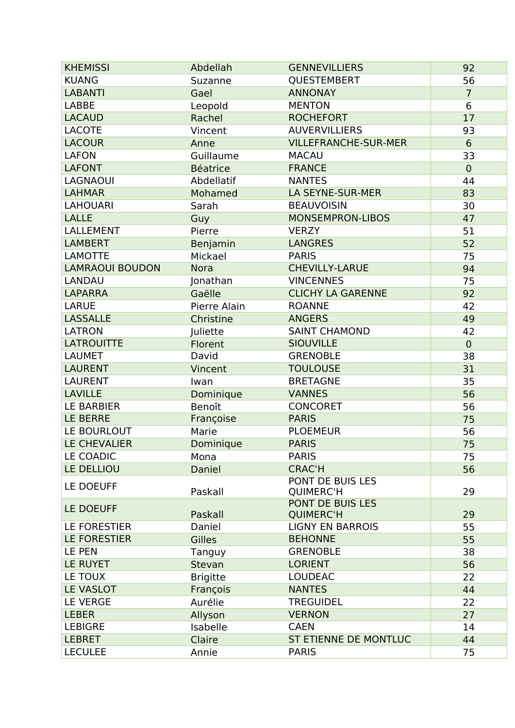| | | | |
|---|---|---|---|
| KHEMISSI | Abdellah | GENNEVILLIERS | 92 |
| KUANG | Suzanne | QUESTEMBERT | 56 |
| LABANTI | Gael | ANNONAY | 7 |
| LABBE | Leopold | MENTON | 6 |
| LACAUD | Rachel | ROCHEFORT | 17 |
| LACOTE | Vincent | AUVERVILLIERS | 93 |
| LACOUR | Anne | VILLEFRANCHE-SUR-MER | 6 |
| LAFON | Guillaume | MACAU | 33 |
| LAFONT | Béatrice | FRANCE | 0 |
| LAGNAOUI | Abdellatif | NANTES | 44 |
| LAHMAR | Mohamed | LA SEYNE-SUR-MER | 83 |
| LAHOUARI | Sarah | BEAUVOISIN | 30 |
| LALLE | Guy | MONSEMPRON-LIBOS | 47 |
| LALLEMENT | Pierre | VERZY | 51 |
| LAMBERT | Benjamin | LANGRES | 52 |
| LAMOTTE | Mickael | PARIS | 75 |
| LAMRAOUI BOUDON | Nora | CHEVILLY-LARUE | 94 |
| LANDAU | Jonathan | VINCENNES | 75 |
| LAPARRA | Gaëlle | CLICHY LA GARENNE | 92 |
| LARUE | Pierre Alain | ROANNE | 42 |
| LASSALLE | Christine | ANGERS | 49 |
| LATRON | Juliette | SAINT CHAMOND | 42 |
| LATROUITTE | Florent | SIOUVILLE | 0 |
| LAUMET | David | GRENOBLE | 38 |
| LAURENT | Vincent | TOULOUSE | 31 |
| LAURENT | Iwan | BRETAGNE | 35 |
| LAVILLE | Dominique | VANNES | 56 |
| LE BARBIER | Benoît | CONCORET | 56 |
| LE BERRE | Françoise | PARIS | 75 |
| LE BOURLOUT | Marie | PLOEMEUR | 56 |
| LE CHEVALIER | Dominique | PARIS | 75 |
| LE COADIC | Mona | PARIS | 75 |
| LE DELLIOU | Daniel | CRAC'H | 56 |
| LE DOEUFF | Paskall | PONT DE BUIS LES QUIMERC'H | 29 |
| LE DOEUFF | Paskall | PONT DE BUIS LES QUIMERC'H | 29 |
| LE FORESTIER | Daniel | LIGNY EN BARROIS | 55 |
| LE FORESTIER | Gilles | BEHONNE | 55 |
| LE PEN | Tanguy | GRENOBLE | 38 |
| LE RUYET | Stevan | LORIENT | 56 |
| LE TOUX | Brigitte | LOUDEAC | 22 |
| LE VASLOT | François | NANTES | 44 |
| LE VERGE | Aurélie | TREGUIDEL | 22 |
| LEBER | Allyson | VERNON | 27 |
| LEBIGRE | Isabelle | CAEN | 14 |
| LEBRET | Claire | ST ETIENNE DE MONTLUC | 44 |
| LECULEE | Annie | PARIS | 75 |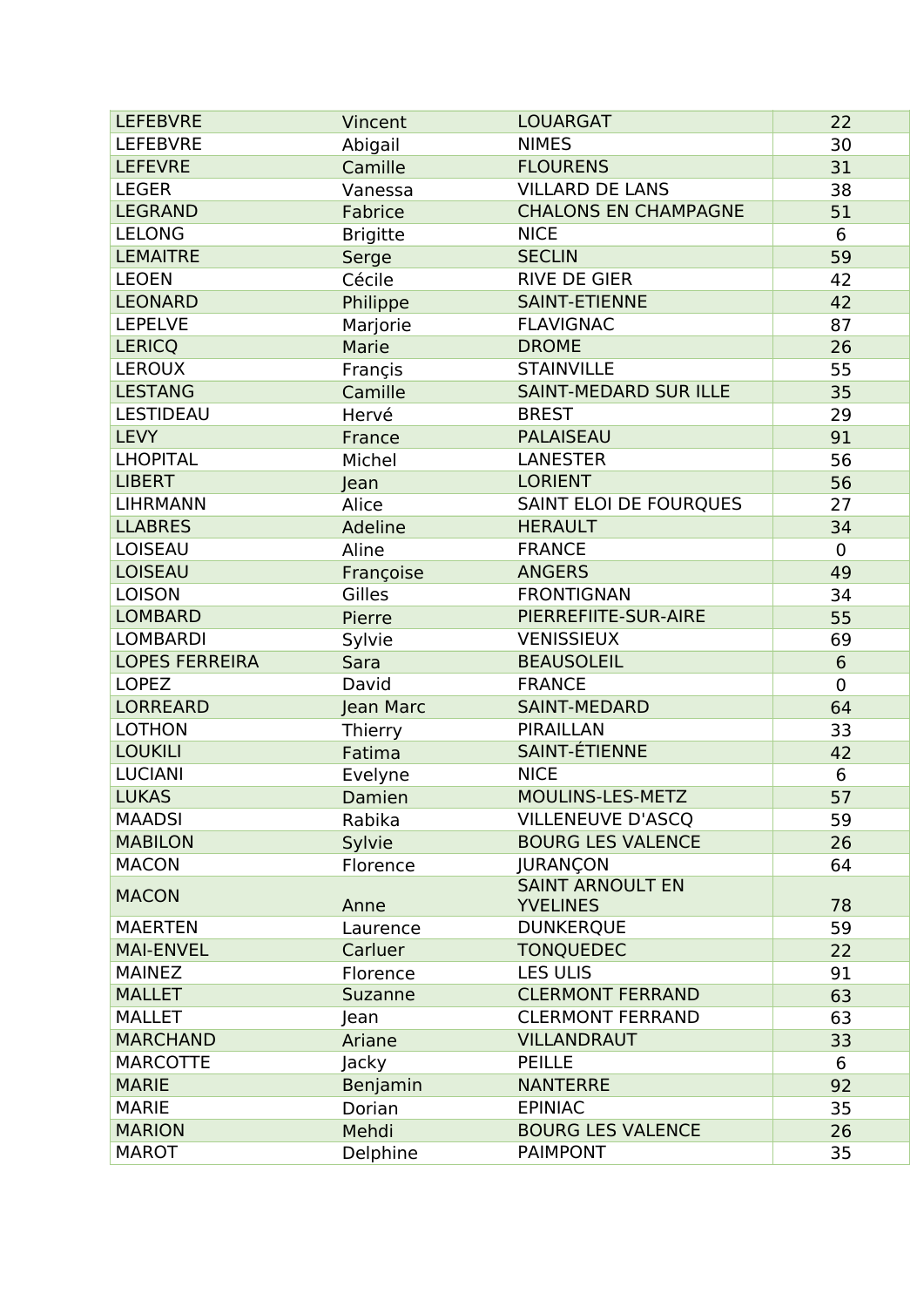| LEFEBVRE | Vincent | LOUARGAT | 22 |
|---|---|---|---|
| LEFEBVRE | Abigail | NIMES | 30 |
| LEFEVRE | Camille | FLOURENS | 31 |
| LEGER | Vanessa | VILLARD DE LANS | 38 |
| LEGRAND | Fabrice | CHALONS EN CHAMPAGNE | 51 |
| LELONG | Brigitte | NICE | 6 |
| LEMAITRE | Serge | SECLIN | 59 |
| LEOEN | Cécile | RIVE DE GIER | 42 |
| LEONARD | Philippe | SAINT-ETIENNE | 42 |
| LEPELVE | Marjorie | FLAVIGNAC | 87 |
| LERICQ | Marie | DROME | 26 |
| LEROUX | Françis | STAINVILLE | 55 |
| LESTANG | Camille | SAINT-MEDARD SUR ILLE | 35 |
| LESTIDEAU | Hervé | BREST | 29 |
| LEVY | France | PALAISEAU | 91 |
| LHOPITAL | Michel | LANESTER | 56 |
| LIBERT | Jean | LORIENT | 56 |
| LIHRMANN | Alice | SAINT ELOI DE FOURQUES | 27 |
| LLABRES | Adeline | HERAULT | 34 |
| LOISEAU | Aline | FRANCE | 0 |
| LOISEAU | Françoise | ANGERS | 49 |
| LOISON | Gilles | FRONTIGNAN | 34 |
| LOMBARD | Pierre | PIERREFIITE-SUR-AIRE | 55 |
| LOMBARDI | Sylvie | VENISSIEUX | 69 |
| LOPES FERREIRA | Sara | BEAUSOLEIL | 6 |
| LOPEZ | David | FRANCE | 0 |
| LORREARD | Jean Marc | SAINT-MEDARD | 64 |
| LOTHON | Thierry | PIRAILLAN | 33 |
| LOUKILI | Fatima | SAINT-ÉTIENNE | 42 |
| LUCIANI | Evelyne | NICE | 6 |
| LUKAS | Damien | MOULINS-LES-METZ | 57 |
| MAADSI | Rabika | VILLENEUVE D'ASCQ | 59 |
| MABILON | Sylvie | BOURG LES VALENCE | 26 |
| MACON | Florence | JURANÇON | 64 |
| MACON | Anne | SAINT ARNOULT EN YVELINES | 78 |
| MAERTEN | Laurence | DUNKERQUE | 59 |
| MAI-ENVEL | Carluer | TONQUEDEC | 22 |
| MAINEZ | Florence | LES ULIS | 91 |
| MALLET | Suzanne | CLERMONT FERRAND | 63 |
| MALLET | Jean | CLERMONT FERRAND | 63 |
| MARCHAND | Ariane | VILLANDRAUT | 33 |
| MARCOTTE | Jacky | PEILLE | 6 |
| MARIE | Benjamin | NANTERRE | 92 |
| MARIE | Dorian | EPINIAC | 35 |
| MARION | Mehdi | BOURG LES VALENCE | 26 |
| MAROT | Delphine | PAIMPONT | 35 |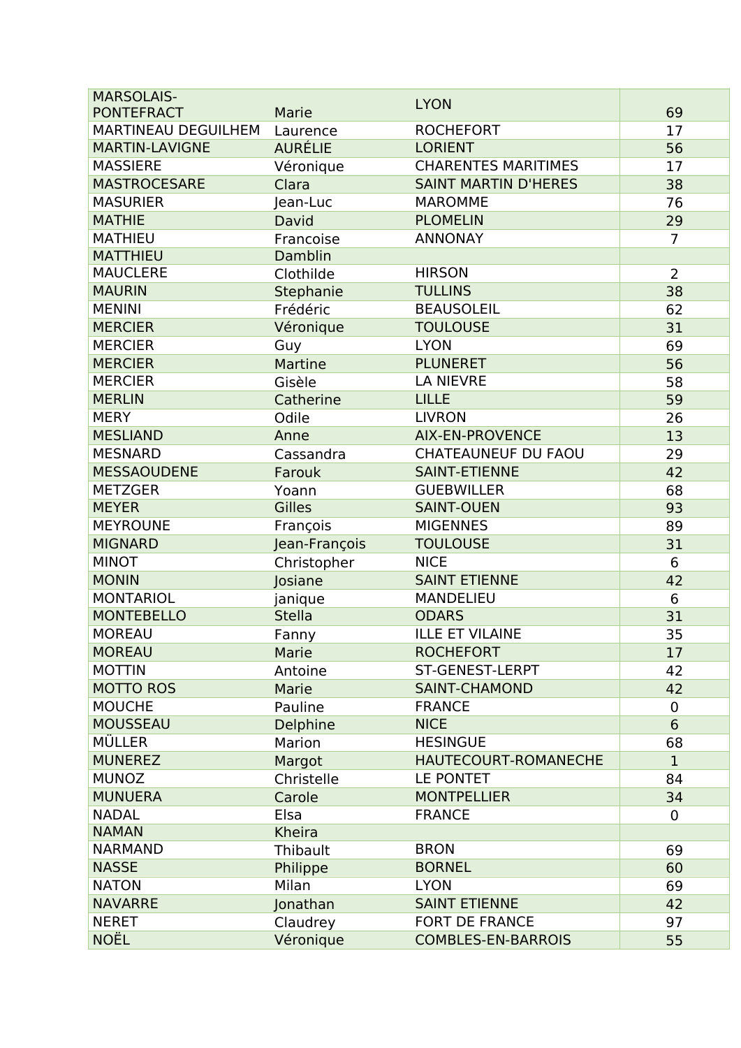| MARSOLAIS-PONTEFRACT | Marie | LYON | 69 |
|---|---|---|---|
| MARTINEAU DEGUILHEM | Laurence | ROCHEFORT | 17 |
| MARTIN-LAVIGNE | AURÉLIE | LORIENT | 56 |
| MASSIERE | Véronique | CHARENTES MARITIMES | 17 |
| MASTROCESARE | Clara | SAINT MARTIN D'HERES | 38 |
| MASURIER | Jean-Luc | MAROMME | 76 |
| MATHIE | David | PLOMELIN | 29 |
| MATHIEU | Francoise | ANNONAY | 7 |
| MATTHIEU | Damblin | | |
| MAUCLERE | Clothilde | HIRSON | 2 |
| MAURIN | Stephanie | TULLINS | 38 |
| MENINI | Frédéric | BEAUSOLEIL | 62 |
| MERCIER | Véronique | TOULOUSE | 31 |
| MERCIER | Guy | LYON | 69 |
| MERCIER | Martine | PLUNERET | 56 |
| MERCIER | Gisèle | LA NIEVRE | 58 |
| MERLIN | Catherine | LILLE | 59 |
| MERY | Odile | LIVRON | 26 |
| MESLIAND | Anne | AIX-EN-PROVENCE | 13 |
| MESNARD | Cassandra | CHATEAUNEUF DU FAOU | 29 |
| MESSAOUDENE | Farouk | SAINT-ETIENNE | 42 |
| METZGER | Yoann | GUEBWILLER | 68 |
| MEYER | Gilles | SAINT-OUEN | 93 |
| MEYROUNE | François | MIGENNES | 89 |
| MIGNARD | Jean-François | TOULOUSE | 31 |
| MINOT | Christopher | NICE | 6 |
| MONIN | Josiane | SAINT ETIENNE | 42 |
| MONTARIOL | janique | MANDELIEU | 6 |
| MONTEBELLO | Stella | ODARS | 31 |
| MOREAU | Fanny | ILLE ET VILAINE | 35 |
| MOREAU | Marie | ROCHEFORT | 17 |
| MOTTIN | Antoine | ST-GENEST-LERPT | 42 |
| MOTTO ROS | Marie | SAINT-CHAMOND | 42 |
| MOUCHE | Pauline | FRANCE | 0 |
| MOUSSEAU | Delphine | NICE | 6 |
| MÜLLER | Marion | HESINGUE | 68 |
| MUNEREZ | Margot | HAUTECOURT-ROMANECHE | 1 |
| MUNOZ | Christelle | LE PONTET | 84 |
| MUNUERA | Carole | MONTPELLIER | 34 |
| NADAL | Elsa | FRANCE | 0 |
| NAMAN | Kheira | | |
| NARMAND | Thibault | BRON | 69 |
| NASSE | Philippe | BORNEL | 60 |
| NATON | Milan | LYON | 69 |
| NAVARRE | Jonathan | SAINT ETIENNE | 42 |
| NERET | Claudrey | FORT DE FRANCE | 97 |
| NOËL | Véronique | COMBLES-EN-BARROIS | 55 |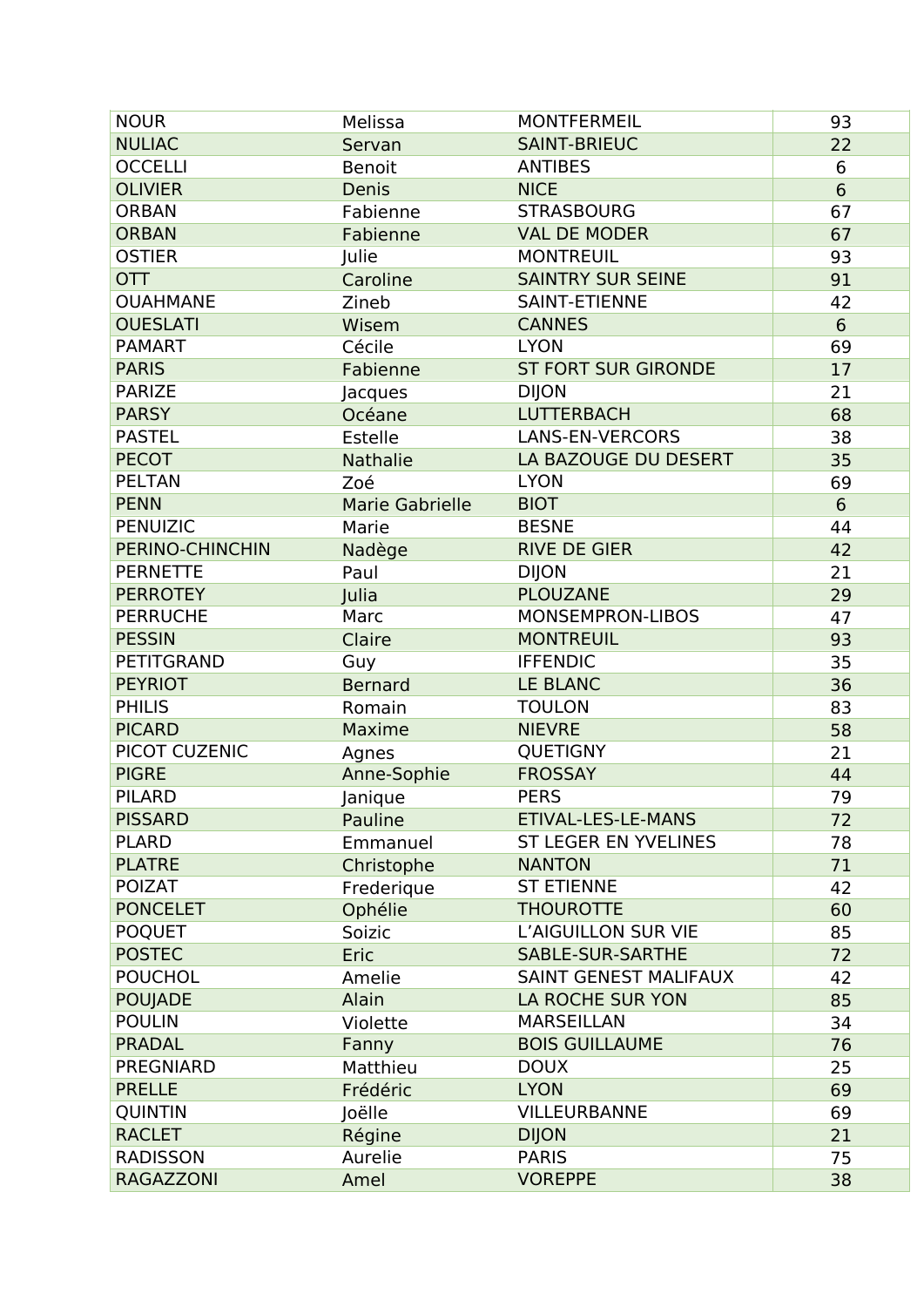| NOUR | Melissa | MONTFERMEIL | 93 |
|---|---|---|---|
| NULIAC | Servan | SAINT-BRIEUC | 22 |
| OCCELLI | Benoit | ANTIBES | 6 |
| OLIVIER | Denis | NICE | 6 |
| ORBAN | Fabienne | STRASBOURG | 67 |
| ORBAN | Fabienne | VAL DE MODER | 67 |
| OSTIER | Julie | MONTREUIL | 93 |
| OTT | Caroline | SAINTRY SUR SEINE | 91 |
| OUAHMANE | Zineb | SAINT-ETIENNE | 42 |
| OUESLATI | Wisem | CANNES | 6 |
| PAMART | Cécile | LYON | 69 |
| PARIS | Fabienne | ST FORT SUR GIRONDE | 17 |
| PARIZE | Jacques | DIJON | 21 |
| PARSY | Océane | LUTTERBACH | 68 |
| PASTEL | Estelle | LANS-EN-VERCORS | 38 |
| PECOT | Nathalie | LA BAZOUGE DU DESERT | 35 |
| PELTAN | Zoé | LYON | 69 |
| PENN | Marie Gabrielle | BIOT | 6 |
| PENUIZIC | Marie | BESNE | 44 |
| PERINO-CHINCHIN | Nadège | RIVE DE GIER | 42 |
| PERNETTE | Paul | DIJON | 21 |
| PERROTEY | Julia | PLOUZANE | 29 |
| PERRUCHE | Marc | MONSEMPRON-LIBOS | 47 |
| PESSIN | Claire | MONTREUIL | 93 |
| PETITGRAND | Guy | IFFENDIC | 35 |
| PEYRIOT | Bernard | LE BLANC | 36 |
| PHILIS | Romain | TOULON | 83 |
| PICARD | Maxime | NIEVRE | 58 |
| PICOT CUZENIC | Agnes | QUETIGNY | 21 |
| PIGRE | Anne-Sophie | FROSSAY | 44 |
| PILARD | Janique | PERS | 79 |
| PISSARD | Pauline | ETIVAL-LES-LE-MANS | 72 |
| PLARD | Emmanuel | ST LEGER EN YVELINES | 78 |
| PLATRE | Christophe | NANTON | 71 |
| POIZAT | Frederique | ST ETIENNE | 42 |
| PONCELET | Ophélie | THOUROTTE | 60 |
| POQUET | Soizic | L'AIGUILLON SUR VIE | 85 |
| POSTEC | Eric | SABLE-SUR-SARTHE | 72 |
| POUCHOL | Amelie | SAINT GENEST MALIFAUX | 42 |
| POUJADE | Alain | LA ROCHE SUR YON | 85 |
| POULIN | Violette | MARSEILLAN | 34 |
| PRADAL | Fanny | BOIS GUILLAUME | 76 |
| PREGNIARD | Matthieu | DOUX | 25 |
| PRELLE | Frédéric | LYON | 69 |
| QUINTIN | Joëlle | VILLEURBANNE | 69 |
| RACLET | Régine | DIJON | 21 |
| RADISSON | Aurelie | PARIS | 75 |
| RAGAZZONI | Amel | VOREPPE | 38 |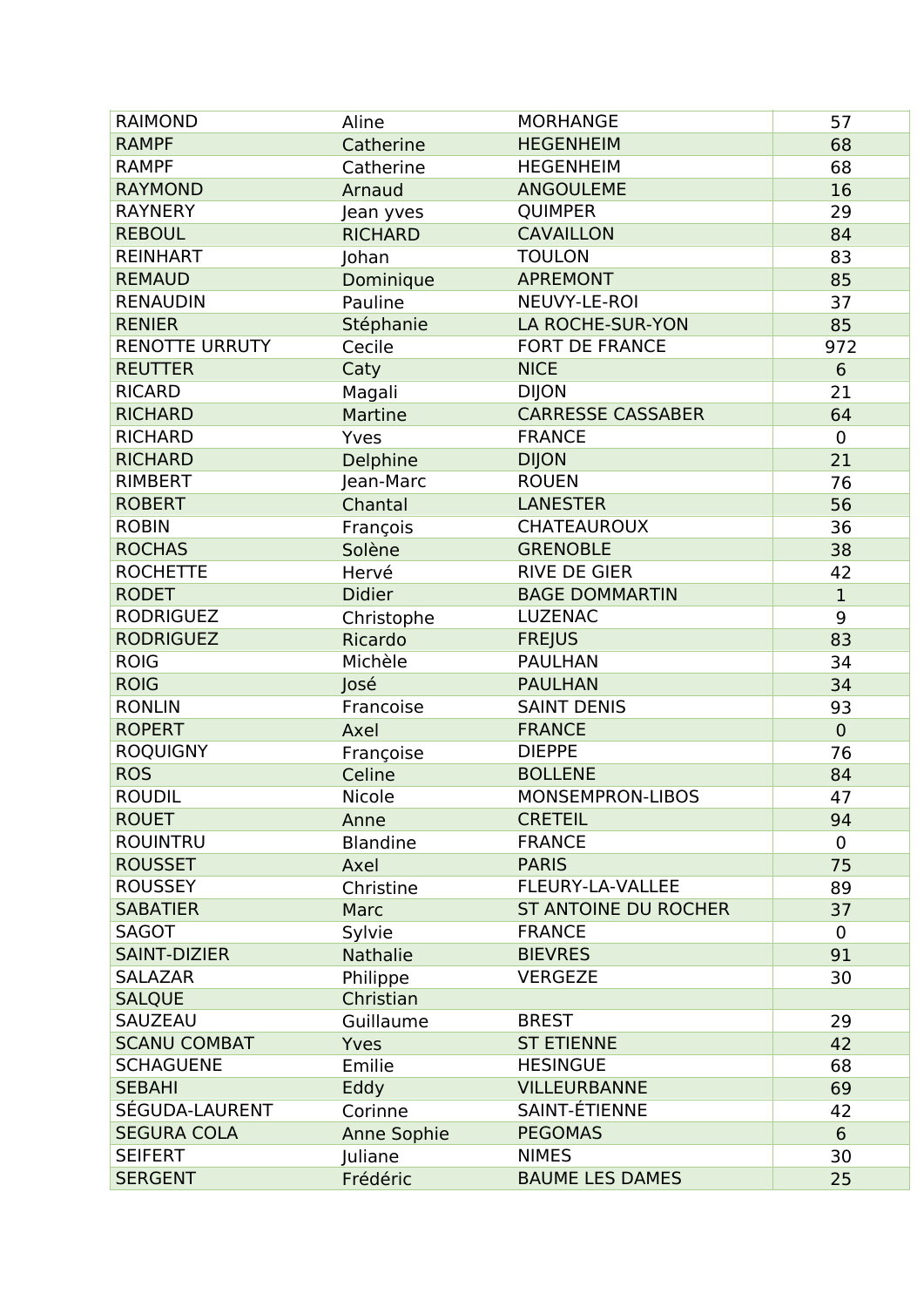| RAIMOND | Aline | MORHANGE | 57 |
|---|---|---|---|
| RAMPF | Catherine | HEGENHEIM | 68 |
| RAMPF | Catherine | HEGENHEIM | 68 |
| RAYMOND | Arnaud | ANGOULEME | 16 |
| RAYNERY | Jean yves | QUIMPER | 29 |
| REBOUL | RICHARD | CAVAILLON | 84 |
| REINHART | Johan | TOULON | 83 |
| REMAUD | Dominique | APREMONT | 85 |
| RENAUDIN | Pauline | NEUVY-LE-ROI | 37 |
| RENIER | Stéphanie | LA ROCHE-SUR-YON | 85 |
| RENOTTE URRUTY | Cecile | FORT DE FRANCE | 972 |
| REUTTER | Caty | NICE | 6 |
| RICARD | Magali | DIJON | 21 |
| RICHARD | Martine | CARRESSE CASSABER | 64 |
| RICHARD | Yves | FRANCE | 0 |
| RICHARD | Delphine | DIJON | 21 |
| RIMBERT | Jean-Marc | ROUEN | 76 |
| ROBERT | Chantal | LANESTER | 56 |
| ROBIN | François | CHATEAUROUX | 36 |
| ROCHAS | Solène | GRENOBLE | 38 |
| ROCHETTE | Hervé | RIVE DE GIER | 42 |
| RODET | Didier | BAGE DOMMARTIN | 1 |
| RODRIGUEZ | Christophe | LUZENAC | 9 |
| RODRIGUEZ | Ricardo | FREJUS | 83 |
| ROIG | Michèle | PAULHAN | 34 |
| ROIG | José | PAULHAN | 34 |
| RONLIN | Francoise | SAINT DENIS | 93 |
| ROPERT | Axel | FRANCE | 0 |
| ROQUIGNY | Françoise | DIEPPE | 76 |
| ROS | Celine | BOLLENE | 84 |
| ROUDIL | Nicole | MONSEMPRON-LIBOS | 47 |
| ROUET | Anne | CRETEIL | 94 |
| ROUINTRU | Blandine | FRANCE | 0 |
| ROUSSET | Axel | PARIS | 75 |
| ROUSSEY | Christine | FLEURY-LA-VALLEE | 89 |
| SABATIER | Marc | ST ANTOINE DU ROCHER | 37 |
| SAGOT | Sylvie | FRANCE | 0 |
| SAINT-DIZIER | Nathalie | BIEVRES | 91 |
| SALAZAR | Philippe | VERGEZE | 30 |
| SALQUE | Christian | | |
| SAUZEAU | Guillaume | BREST | 29 |
| SCANU COMBAT | Yves | ST ETIENNE | 42 |
| SCHAGUENE | Emilie | HESINGUE | 68 |
| SEBAHI | Eddy | VILLEURBANNE | 69 |
| SÉGUDA-LAURENT | Corinne | SAINT-ÉTIENNE | 42 |
| SEGURA COLA | Anne Sophie | PEGOMAS | 6 |
| SEIFERT | Juliane | NIMES | 30 |
| SERGENT | Frédéric | BAUME LES DAMES | 25 |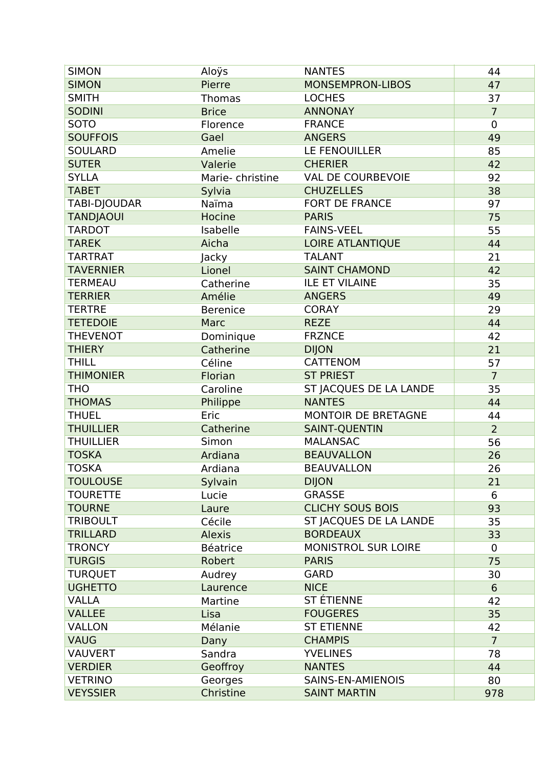| SIMON | Aloÿs | NANTES | 44 |
|---|---|---|---|
| SIMON | Pierre | MONSEMPRON-LIBOS | 47 |
| SMITH | Thomas | LOCHES | 37 |
| SODINI | Brice | ANNONAY | 7 |
| SOTO | Florence | FRANCE | 0 |
| SOUFFOIS | Gael | ANGERS | 49 |
| SOULARD | Amelie | LE FENOUILLER | 85 |
| SUTER | Valerie | CHERIER | 42 |
| SYLLA | Marie- christine | VAL DE COURBEVOIE | 92 |
| TABET | Sylvia | CHUZELLES | 38 |
| TABI-DJOUDAR | Naïma | FORT DE FRANCE | 97 |
| TANDJAOUI | Hocine | PARIS | 75 |
| TARDOT | Isabelle | FAINS-VEEL | 55 |
| TAREK | Aicha | LOIRE ATLANTIQUE | 44 |
| TARTRAT | Jacky | TALANT | 21 |
| TAVERNIER | Lionel | SAINT CHAMOND | 42 |
| TERMEAU | Catherine | ILE ET VILAINE | 35 |
| TERRIER | Amélie | ANGERS | 49 |
| TERTRE | Berenice | CORAY | 29 |
| TETEDOIE | Marc | REZE | 44 |
| THEVENOT | Dominique | FRZNCE | 42 |
| THIERY | Catherine | DIJON | 21 |
| THILL | Céline | CATTENOM | 57 |
| THIMONIER | Florian | ST PRIEST | 7 |
| THO | Caroline | ST JACQUES DE LA LANDE | 35 |
| THOMAS | Philippe | NANTES | 44 |
| THUEL | Eric | MONTOIR DE BRETAGNE | 44 |
| THUILLIER | Catherine | SAINT-QUENTIN | 2 |
| THUILLIER | Simon | MALANSAC | 56 |
| TOSKA | Ardiana | BEAUVALLON | 26 |
| TOSKA | Ardiana | BEAUVALLON | 26 |
| TOULOUSE | Sylvain | DIJON | 21 |
| TOURETTE | Lucie | GRASSE | 6 |
| TOURNE | Laure | CLICHY SOUS BOIS | 93 |
| TRIBOULT | Cécile | ST JACQUES DE LA LANDE | 35 |
| TRILLARD | Alexis | BORDEAUX | 33 |
| TRONCY | Béatrice | MONISTROL SUR LOIRE | 0 |
| TURGIS | Robert | PARIS | 75 |
| TURQUET | Audrey | GARD | 30 |
| UGHETTO | Laurence | NICE | 6 |
| VALLA | Martine | ST ÉTIENNE | 42 |
| VALLEE | Lisa | FOUGERES | 35 |
| VALLON | Mélanie | ST ETIENNE | 42 |
| VAUG | Dany | CHAMPIS | 7 |
| VAUVERT | Sandra | YVELINES | 78 |
| VERDIER | Geoffroy | NANTES | 44 |
| VETRINO | Georges | SAINS-EN-AMIENOIS | 80 |
| VEYSSIER | Christine | SAINT MARTIN | 978 |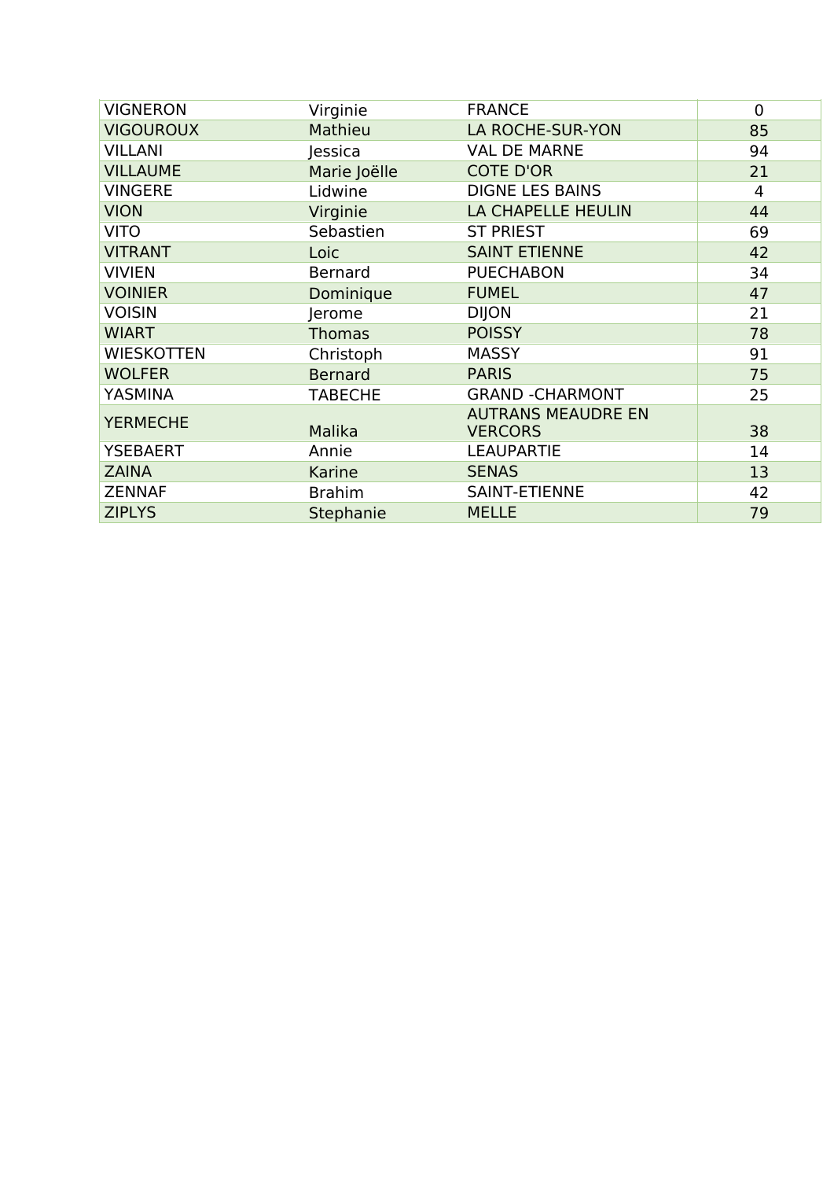| | | | |
|---|---|---|---|
| VIGNERON | Virginie | FRANCE | 0 |
| VIGOUROUX | Mathieu | LA ROCHE-SUR-YON | 85 |
| VILLANI | Jessica | VAL DE MARNE | 94 |
| VILLAUME | Marie Joëlle | COTE D'OR | 21 |
| VINGERE | Lidwine | DIGNE LES BAINS | 4 |
| VION | Virginie | LA CHAPELLE HEULIN | 44 |
| VITO | Sebastien | ST PRIEST | 69 |
| VITRANT | Loic | SAINT ETIENNE | 42 |
| VIVIEN | Bernard | PUECHABON | 34 |
| VOINIER | Dominique | FUMEL | 47 |
| VOISIN | Jerome | DIJON | 21 |
| WIART | Thomas | POISSY | 78 |
| WIESKOTTEN | Christoph | MASSY | 91 |
| WOLFER | Bernard | PARIS | 75 |
| YASMINA | TABECHE | GRAND -CHARMONT | 25 |
| YERMECHE | Malika | AUTRANS MEAUDRE EN VERCORS | 38 |
| YSEBAERT | Annie | LEAUPARTIE | 14 |
| ZAINA | Karine | SENAS | 13 |
| ZENNAF | Brahim | SAINT-ETIENNE | 42 |
| ZIPLYS | Stephanie | MELLE | 79 |